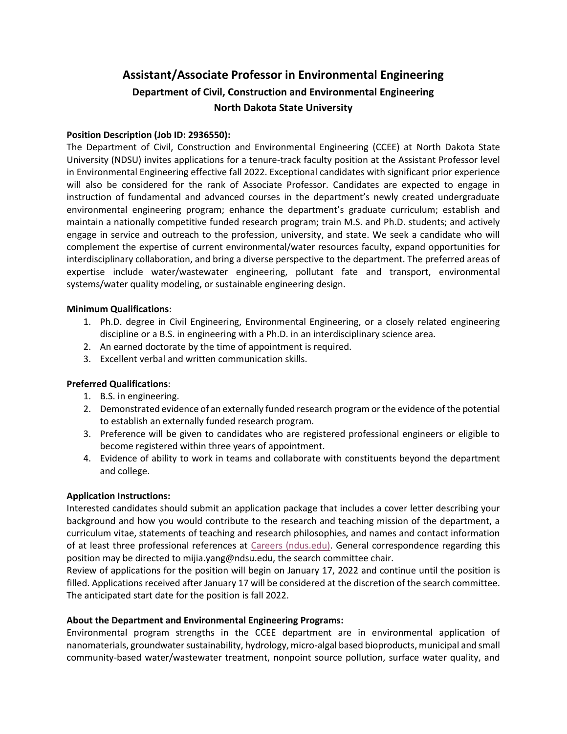# Assistant/Associate Professor in Environmental Engineering

## Department of Civil, Construction and Environmental Engineering

## North Dakota State University

**Position Description (Job ID: 2936550):**

The Department of Civil, Construction and Environmental Engineering (CCEE) at North Dakota State University (NDSU) invites applications for a tenure-track faculty position at the Assistant Professor level in Environmental Engineering effective fall 2022. Exceptional candidates with significant prior experience will also be considered for the rank of Associate Professor. Candidates are expected to engage in instruction of fundamental and advanced courses in the department's newly created undergraduate environmental engineering program; enhance the department's graduate curriculum; establish and maintain a nationally competitive funded research program; train M.S. and Ph.D. students; and actively engage in service and outreach to the profession, university, and state. We seek a candidate who will complement the expertise of current environmental/water resources faculty, expand opportunities for interdisciplinary collaboration, and bring a diverse perspective to the department. The preferred areas of expertise include water/wastewater engineering, pollutant fate and transport, environmental systems/water quality modeling, or sustainable engineering design.

**Minimum Qualifications**:

1. Ph.D. degree in Civil Engineering, Environmental Engineering, or a closely related engineering discipline or a B.S. in engineering with a Ph.D. in an interdisciplinary science area.
2. An earned doctorate by the time of appointment is required.
3. Excellent verbal and written communication skills.

**Preferred Qualifications**:

1. B.S. in engineering.
2. Demonstrated evidence of an externally funded research program or the evidence of the potential to establish an externally funded research program.
3. Preference will be given to candidates who are registered professional engineers or eligible to become registered within three years of appointment.
4. Evidence of ability to work in teams and collaborate with constituents beyond the department and college.

**Application Instructions:**

Interested candidates should submit an application package that includes a cover letter describing your background and how you would contribute to the research and teaching mission of the department, a curriculum vitae, statements of teaching and research philosophies, and names and contact information of at least three professional references at Careers (ndus.edu). General correspondence regarding this position may be directed to mijia.yang@ndsu.edu, the search committee chair.

Review of applications for the position will begin on January 17, 2022 and continue until the position is filled. Applications received after January 17 will be considered at the discretion of the search committee. The anticipated start date for the position is fall 2022.

**About the Department and Environmental Engineering Programs:**

Environmental program strengths in the CCEE department are in environmental application of nanomaterials, groundwater sustainability, hydrology, micro-algal based bioproducts, municipal and small community-based water/wastewater treatment, nonpoint source pollution, surface water quality, and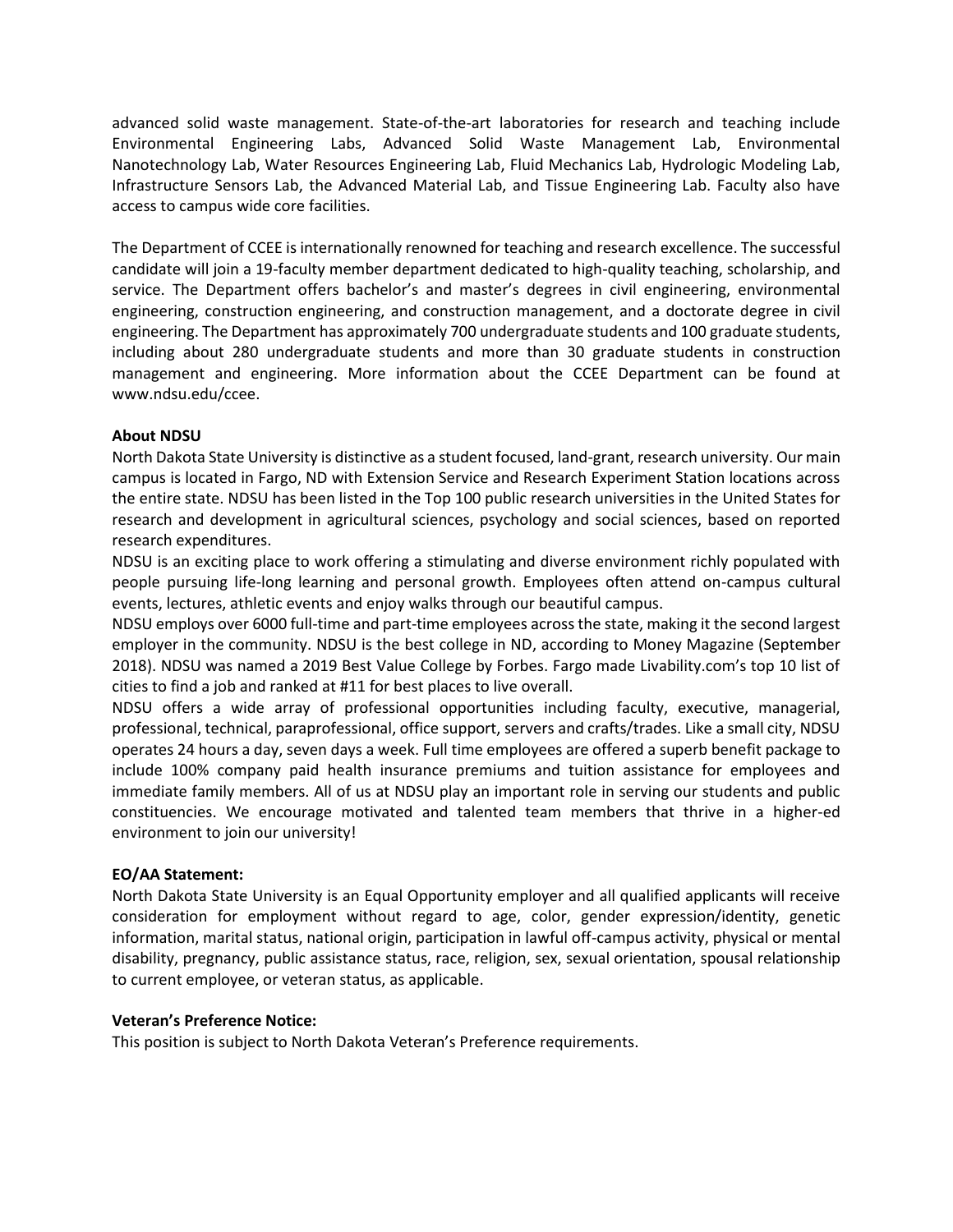advanced solid waste management. State-of-the-art laboratories for research and teaching include Environmental Engineering Labs, Advanced Solid Waste Management Lab, Environmental Nanotechnology Lab, Water Resources Engineering Lab, Fluid Mechanics Lab, Hydrologic Modeling Lab, Infrastructure Sensors Lab, the Advanced Material Lab, and Tissue Engineering Lab. Faculty also have access to campus wide core facilities.

The Department of CCEE is internationally renowned for teaching and research excellence. The successful candidate will join a 19-faculty member department dedicated to high-quality teaching, scholarship, and service. The Department offers bachelor's and master's degrees in civil engineering, environmental engineering, construction engineering, and construction management, and a doctorate degree in civil engineering. The Department has approximately 700 undergraduate students and 100 graduate students, including about 280 undergraduate students and more than 30 graduate students in construction management and engineering. More information about the CCEE Department can be found at www.ndsu.edu/ccee.

**About NDSU**

North Dakota State University is distinctive as a student focused, land-grant, research university. Our main campus is located in Fargo, ND with Extension Service and Research Experiment Station locations across the entire state. NDSU has been listed in the Top 100 public research universities in the United States for research and development in agricultural sciences, psychology and social sciences, based on reported research expenditures.

NDSU is an exciting place to work offering a stimulating and diverse environment richly populated with people pursuing life-long learning and personal growth. Employees often attend on-campus cultural events, lectures, athletic events and enjoy walks through our beautiful campus.

NDSU employs over 6000 full-time and part-time employees across the state, making it the second largest employer in the community. NDSU is the best college in ND, according to Money Magazine (September 2018). NDSU was named a 2019 Best Value College by Forbes. Fargo made Livability.com's top 10 list of cities to find a job and ranked at #11 for best places to live overall.

NDSU offers a wide array of professional opportunities including faculty, executive, managerial, professional, technical, paraprofessional, office support, servers and crafts/trades. Like a small city, NDSU operates 24 hours a day, seven days a week. Full time employees are offered a superb benefit package to include 100% company paid health insurance premiums and tuition assistance for employees and immediate family members. All of us at NDSU play an important role in serving our students and public constituencies. We encourage motivated and talented team members that thrive in a higher-ed environment to join our university!

**EO/AA Statement:**

North Dakota State University is an Equal Opportunity employer and all qualified applicants will receive consideration for employment without regard to age, color, gender expression/identity, genetic information, marital status, national origin, participation in lawful off-campus activity, physical or mental disability, pregnancy, public assistance status, race, religion, sex, sexual orientation, spousal relationship to current employee, or veteran status, as applicable.

**Veteran's Preference Notice:**

This position is subject to North Dakota Veteran's Preference requirements.